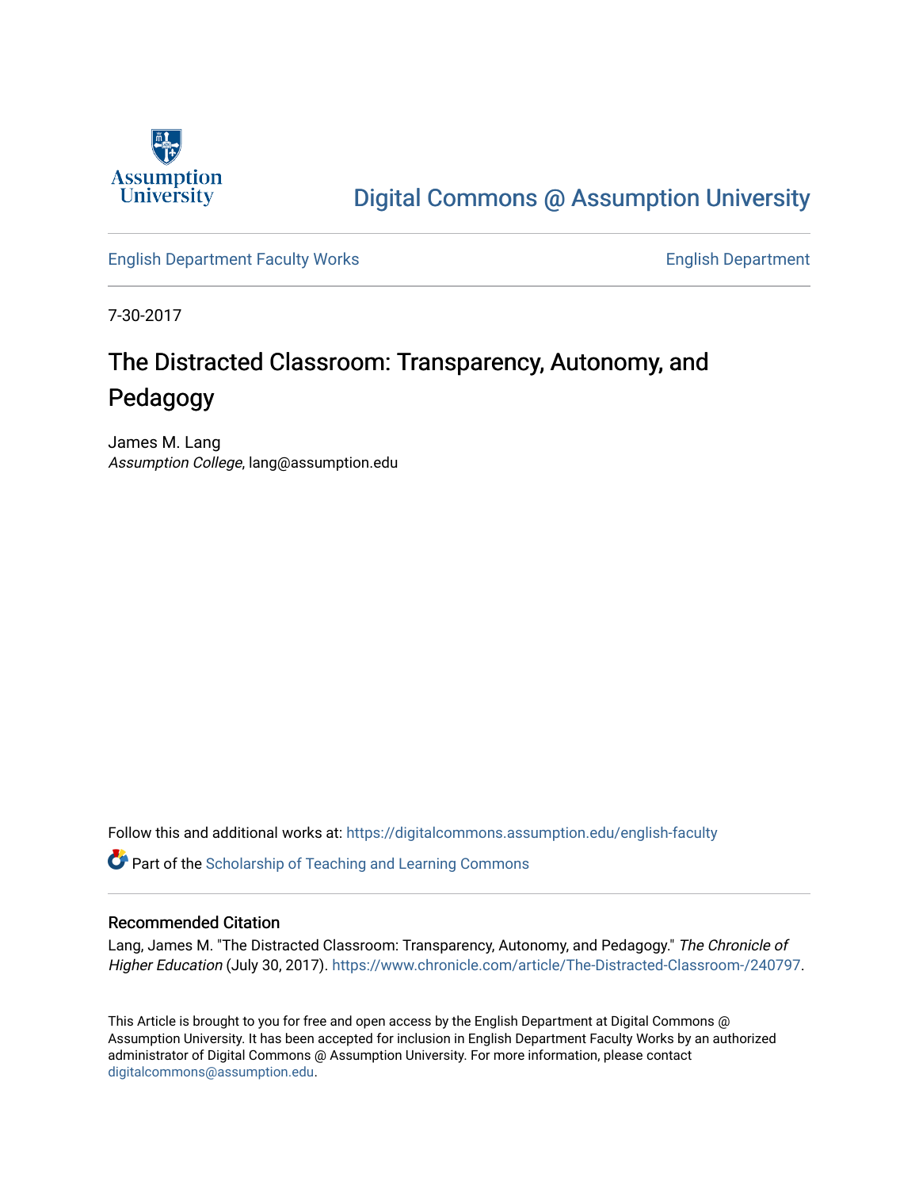Assumption University

Digital Commons @ Assumption University

English Department Faculty Works | English Department

7-30-2017

# The Distracted Classroom: Transparency, Autonomy, and Pedagogy

James M. Lang
*Assumption College*, lang@assumption.edu

Follow this and additional works at: https://digitalcommons.assumption.edu/english-faculty

Part of the Scholarship of Teaching and Learning Commons

## Recommended Citation

Lang, James M. "The Distracted Classroom: Transparency, Autonomy, and Pedagogy." *The Chronicle of Higher Education* (July 30, 2017). https://www.chronicle.com/article/The-Distracted-Classroom-/240797.

This Article is brought to you for free and open access by the English Department at Digital Commons @ Assumption University. It has been accepted for inclusion in English Department Faculty Works by an authorized administrator of Digital Commons @ Assumption University. For more information, please contact digitalcommons@assumption.edu.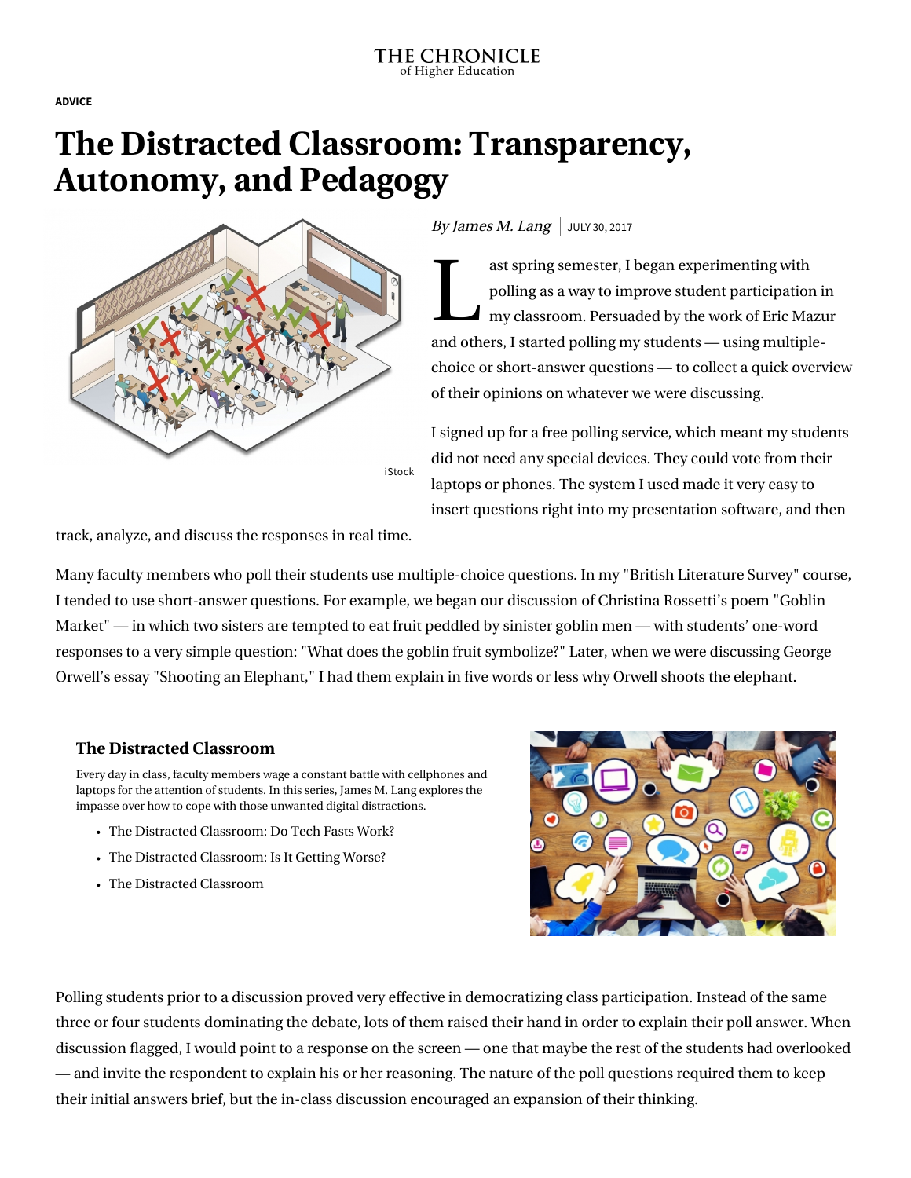ADVICE

# The Distracted Classroom: Transparency, Autonomy, and Pedagogy

iStock

*By James M. Lang* | JULY 30, 2017

Last spring semester, I began experimenting with polling as a way to improve student participation in my classroom. Persuaded by the work of Eric Mazur and others, I started polling my students — using multiple-choice or short-answer questions — to collect a quick overview of their opinions on whatever we were discussing.

I signed up for a free polling service, which meant my students did not need any special devices. They could vote from their laptops or phones. The system I used made it very easy to insert questions right into my presentation software, and then track, analyze, and discuss the responses in real time.

Many faculty members who poll their students use multiple-choice questions. In my "British Literature Survey" course, I tended to use short-answer questions. For example, we began our discussion of Christina Rossetti's poem "Goblin Market" — in which two sisters are tempted to eat fruit peddled by sinister goblin men — with students' one-word responses to a very simple question: "What does the goblin fruit symbolize?" Later, when we were discussing George Orwell's essay "Shooting an Elephant," I had them explain in five words or less why Orwell shoots the elephant.

### The Distracted Classroom

Every day in class, faculty members wage a constant battle with cellphones and laptops for the attention of students. In this series, James M. Lang explores the impasse over how to cope with those unwanted digital distractions.

- The Distracted Classroom: Do Tech Fasts Work?
- The Distracted Classroom: Is It Getting Worse?
- The Distracted Classroom

Polling students prior to a discussion proved very effective in democratizing class participation. Instead of the same three or four students dominating the debate, lots of them raised their hand in order to explain their poll answer. When discussion flagged, I would point to a response on the screen — one that maybe the rest of the students had overlooked — and invite the respondent to explain his or her reasoning. The nature of the poll questions required them to keep their initial answers brief, but the in-class discussion encouraged an expansion of their thinking.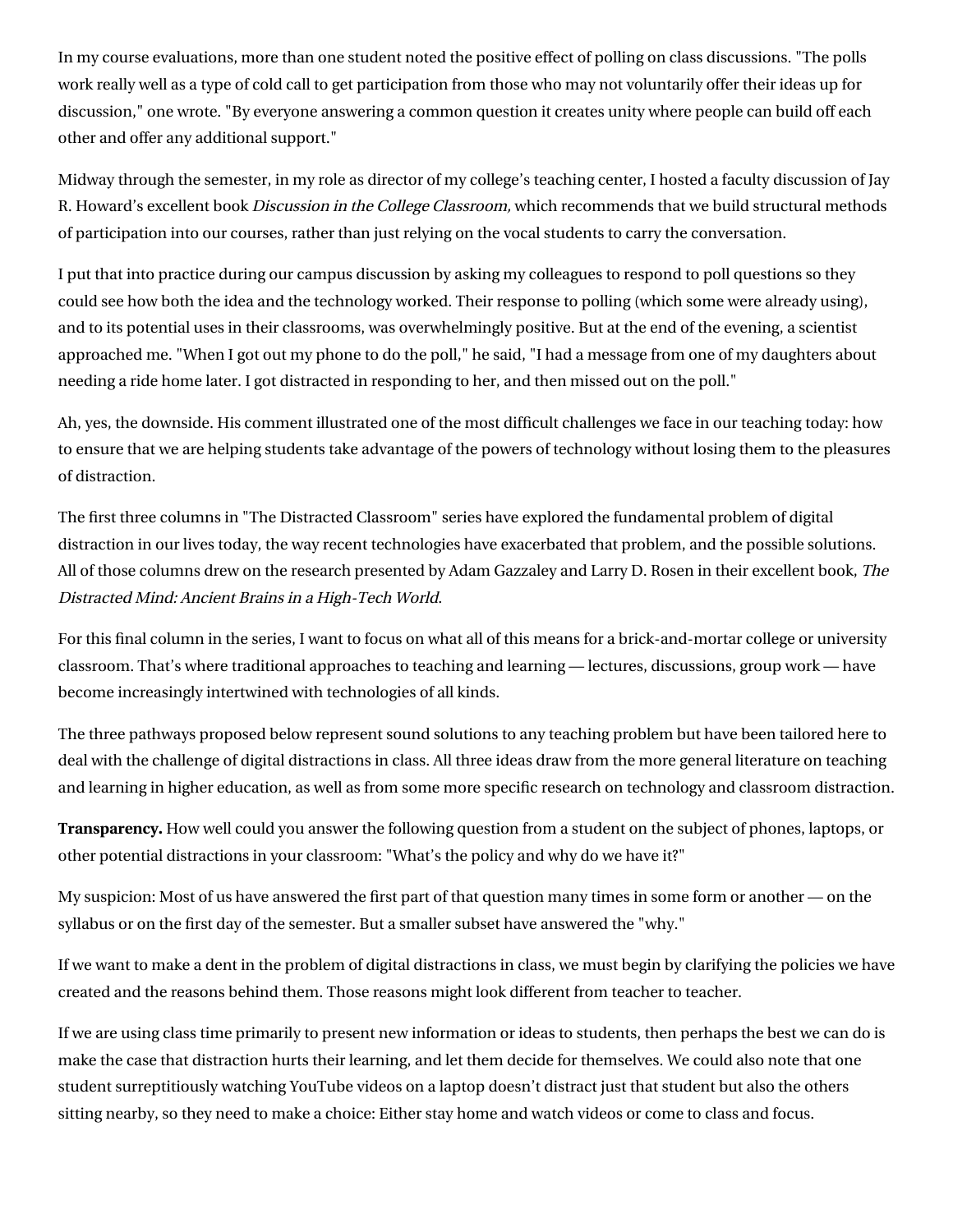In my course evaluations, more than one student noted the positive effect of polling on class discussions. "The polls work really well as a type of cold call to get participation from those who may not voluntarily offer their ideas up for discussion," one wrote. "By everyone answering a common question it creates unity where people can build off each other and offer any additional support."

Midway through the semester, in my role as director of my college's teaching center, I hosted a faculty discussion of Jay R. Howard's excellent book *Discussion in the College Classroom,* which recommends that we build structural methods of participation into our courses, rather than just relying on the vocal students to carry the conversation.

I put that into practice during our campus discussion by asking my colleagues to respond to poll questions so they could see how both the idea and the technology worked. Their response to polling (which some were already using), and to its potential uses in their classrooms, was overwhelmingly positive. But at the end of the evening, a scientist approached me. "When I got out my phone to do the poll," he said, "I had a message from one of my daughters about needing a ride home later. I got distracted in responding to her, and then missed out on the poll."

Ah, yes, the downside. His comment illustrated one of the most difficult challenges we face in our teaching today: how to ensure that we are helping students take advantage of the powers of technology without losing them to the pleasures of distraction.

The first three columns in "The Distracted Classroom" series have explored the fundamental problem of digital distraction in our lives today, the way recent technologies have exacerbated that problem, and the possible solutions. All of those columns drew on the research presented by Adam Gazzaley and Larry D. Rosen in their excellent book, *The Distracted Mind: Ancient Brains in a High-Tech World*.

For this final column in the series, I want to focus on what all of this means for a brick-and-mortar college or university classroom. That's where traditional approaches to teaching and learning — lectures, discussions, group work — have become increasingly intertwined with technologies of all kinds.

The three pathways proposed below represent sound solutions to any teaching problem but have been tailored here to deal with the challenge of digital distractions in class. All three ideas draw from the more general literature on teaching and learning in higher education, as well as from some more specific research on technology and classroom distraction.

**Transparency.** How well could you answer the following question from a student on the subject of phones, laptops, or other potential distractions in your classroom: "What's the policy and why do we have it?"

My suspicion: Most of us have answered the first part of that question many times in some form or another — on the syllabus or on the first day of the semester. But a smaller subset have answered the "why."

If we want to make a dent in the problem of digital distractions in class, we must begin by clarifying the policies we have created and the reasons behind them. Those reasons might look different from teacher to teacher.

If we are using class time primarily to present new information or ideas to students, then perhaps the best we can do is make the case that distraction hurts their learning, and let them decide for themselves. We could also note that one student surreptitiously watching YouTube videos on a laptop doesn't distract just that student but also the others sitting nearby, so they need to make a choice: Either stay home and watch videos or come to class and focus.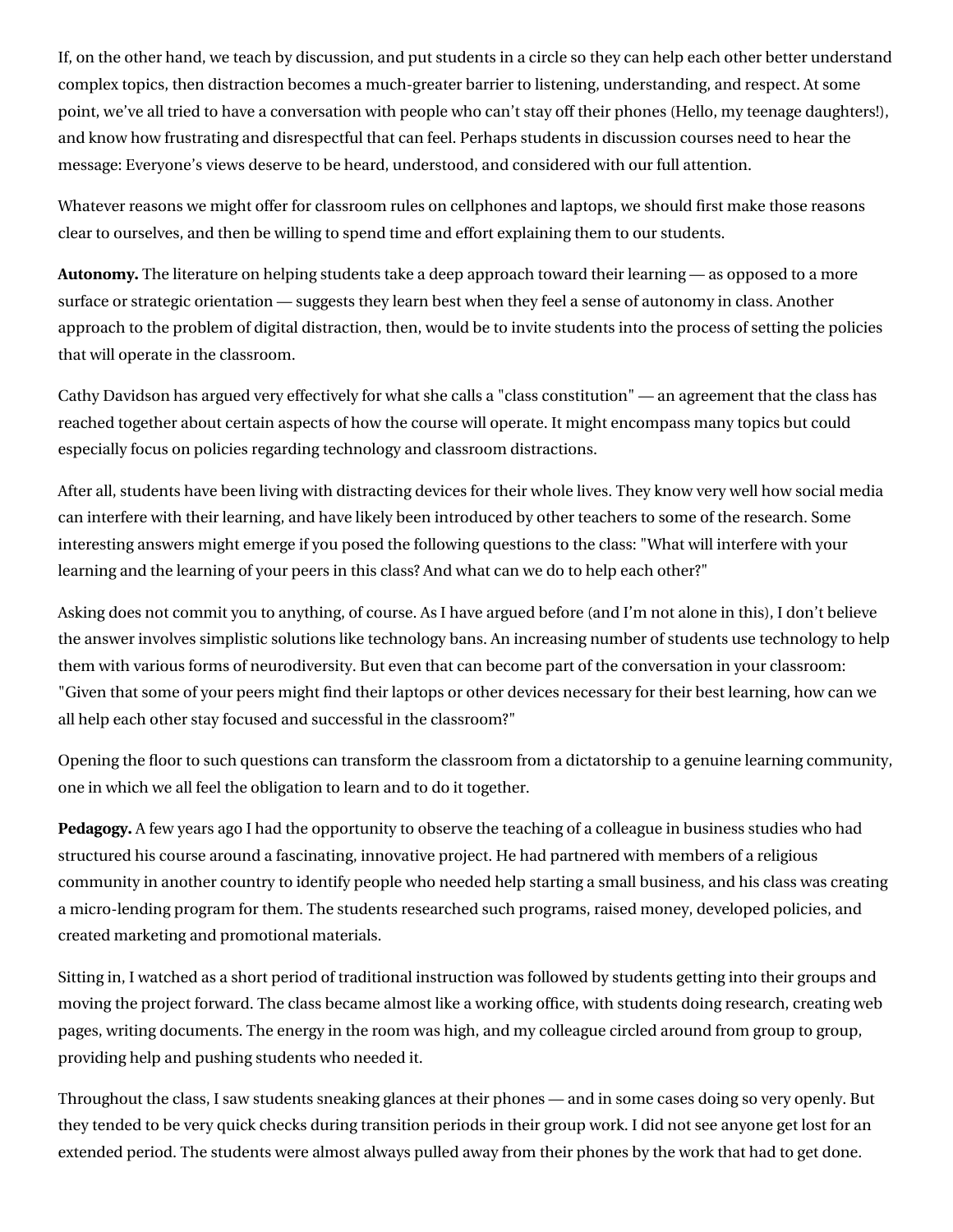If, on the other hand, we teach by discussion, and put students in a circle so they can help each other better understand complex topics, then distraction becomes a much-greater barrier to listening, understanding, and respect. At some point, we've all tried to have a conversation with people who can't stay off their phones (Hello, my teenage daughters!), and know how frustrating and disrespectful that can feel. Perhaps students in discussion courses need to hear the message: Everyone's views deserve to be heard, understood, and considered with our full attention.

Whatever reasons we might offer for classroom rules on cellphones and laptops, we should first make those reasons clear to ourselves, and then be willing to spend time and effort explaining them to our students.

**Autonomy.** The literature on helping students take a deep approach toward their learning — as opposed to a more surface or strategic orientation — suggests they learn best when they feel a sense of autonomy in class. Another approach to the problem of digital distraction, then, would be to invite students into the process of setting the policies that will operate in the classroom.

Cathy Davidson has argued very effectively for what she calls a "class constitution" — an agreement that the class has reached together about certain aspects of how the course will operate. It might encompass many topics but could especially focus on policies regarding technology and classroom distractions.

After all, students have been living with distracting devices for their whole lives. They know very well how social media can interfere with their learning, and have likely been introduced by other teachers to some of the research. Some interesting answers might emerge if you posed the following questions to the class: "What will interfere with your learning and the learning of your peers in this class? And what can we do to help each other?"

Asking does not commit you to anything, of course. As I have argued before (and I'm not alone in this), I don't believe the answer involves simplistic solutions like technology bans. An increasing number of students use technology to help them with various forms of neurodiversity. But even that can become part of the conversation in your classroom: "Given that some of your peers might find their laptops or other devices necessary for their best learning, how can we all help each other stay focused and successful in the classroom?"

Opening the floor to such questions can transform the classroom from a dictatorship to a genuine learning community, one in which we all feel the obligation to learn and to do it together.

**Pedagogy.** A few years ago I had the opportunity to observe the teaching of a colleague in business studies who had structured his course around a fascinating, innovative project. He had partnered with members of a religious community in another country to identify people who needed help starting a small business, and his class was creating a micro-lending program for them. The students researched such programs, raised money, developed policies, and created marketing and promotional materials.

Sitting in, I watched as a short period of traditional instruction was followed by students getting into their groups and moving the project forward. The class became almost like a working office, with students doing research, creating web pages, writing documents. The energy in the room was high, and my colleague circled around from group to group, providing help and pushing students who needed it.

Throughout the class, I saw students sneaking glances at their phones — and in some cases doing so very openly. But they tended to be very quick checks during transition periods in their group work. I did not see anyone get lost for an extended period. The students were almost always pulled away from their phones by the work that had to get done.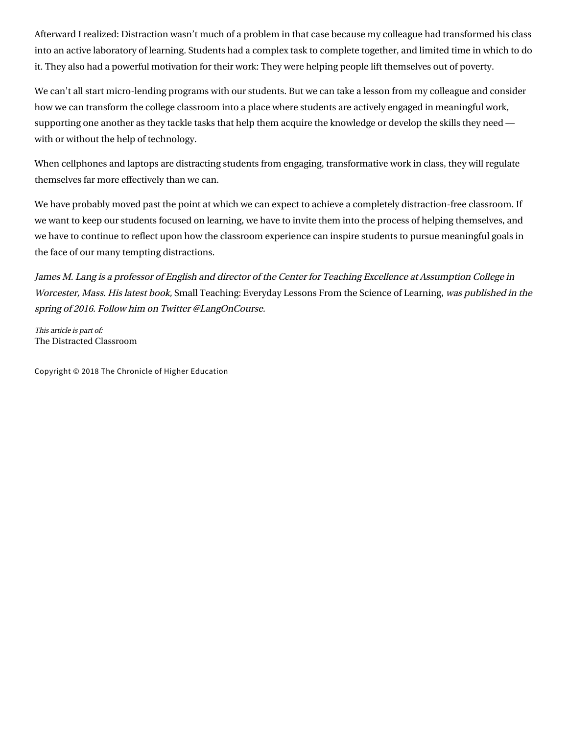Afterward I realized: Distraction wasn't much of a problem in that case because my colleague had transformed his class into an active laboratory of learning. Students had a complex task to complete together, and limited time in which to do it. They also had a powerful motivation for their work: They were helping people lift themselves out of poverty.

We can't all start micro-lending programs with our students. But we can take a lesson from my colleague and consider how we can transform the college classroom into a place where students are actively engaged in meaningful work, supporting one another as they tackle tasks that help them acquire the knowledge or develop the skills they need — with or without the help of technology.

When cellphones and laptops are distracting students from engaging, transformative work in class, they will regulate themselves far more effectively than we can.

We have probably moved past the point at which we can expect to achieve a completely distraction-free classroom. If we want to keep our students focused on learning, we have to invite them into the process of helping themselves, and we have to continue to reflect upon how the classroom experience can inspire students to pursue meaningful goals in the face of our many tempting distractions.

*James M. Lang is a professor of English and director of the Center for Teaching Excellence at Assumption College in Worcester, Mass. His latest book,* Small Teaching: Everyday Lessons From the Science of Learning, *was published in the spring of 2016. Follow him on Twitter @LangOnCourse.*

*This article is part of:*
The Distracted Classroom

Copyright © 2018 The Chronicle of Higher Education